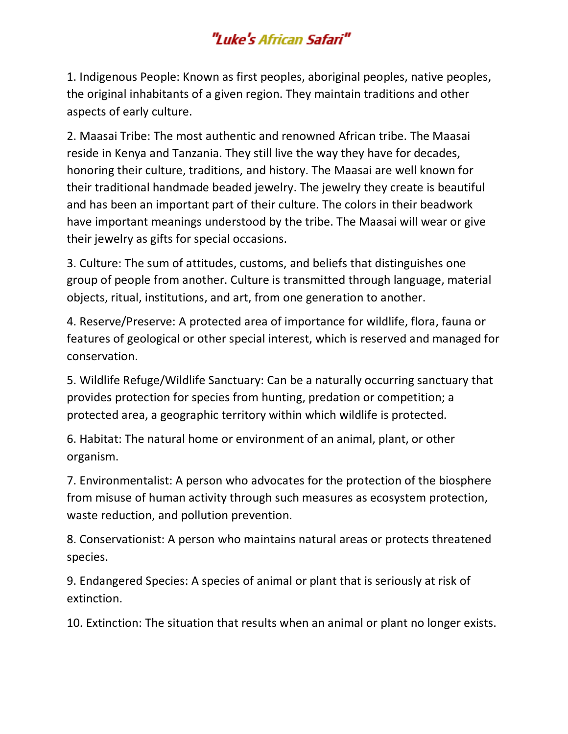# "Luke's African Safari"

1. Indigenous People: Known as first peoples, aboriginal peoples, native peoples, the original inhabitants of a given region. They maintain traditions and other aspects of early culture.

2. Maasai Tribe: The most authentic and renowned African tribe. The Maasai reside in Kenya and Tanzania. They still live the way they have for decades, honoring their culture, traditions, and history. The Maasai are well known for their traditional handmade beaded jewelry. The jewelry they create is beautiful and has been an important part of their culture. The colors in their beadwork have important meanings understood by the tribe. The Maasai will wear or give their jewelry as gifts for special occasions.

3. Culture: The sum of attitudes, customs, and beliefs that distinguishes one group of people from another. Culture is transmitted through language, material objects, ritual, institutions, and art, from one generation to another.

4. Reserve/Preserve: A protected area of importance for wildlife, flora, fauna or features of geological or other special interest, which is reserved and managed for conservation.

5. Wildlife Refuge/Wildlife Sanctuary: Can be a naturally occurring sanctuary that provides protection for species from hunting, predation or competition; a protected area, a geographic territory within which wildlife is protected.

6. Habitat: The natural home or environment of an animal, plant, or other organism.

7. Environmentalist: A person who advocates for the protection of the biosphere from misuse of human activity through such measures as ecosystem protection, waste reduction, and pollution prevention.

8. Conservationist: A person who maintains natural areas or protects threatened species.

9. Endangered Species: A species of animal or plant that is seriously at risk of extinction.

10. Extinction: The situation that results when an animal or plant no longer exists.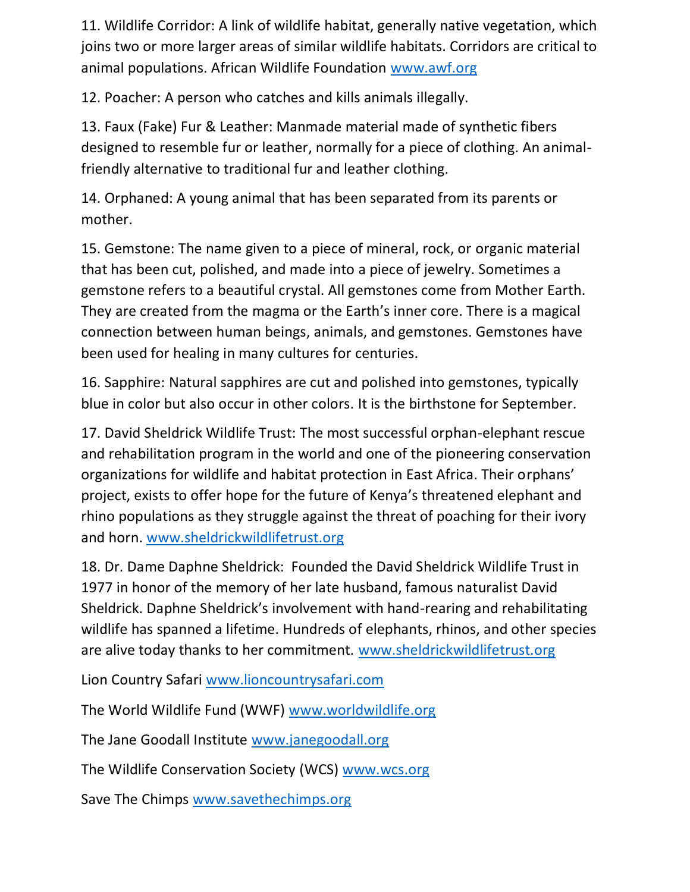11. Wildlife Corridor: A link of wildlife habitat, generally native vegetation, which joins two or more larger areas of similar wildlife habitats. Corridors are critical to animal populations. African Wildlife Foundation www.awf.org

12. Poacher: A person who catches and kills animals illegally.

13. Faux (Fake) Fur & Leather: Manmade material made of synthetic fibers designed to resemble fur or leather, normally for a piece of clothing. An animal-friendly alternative to traditional fur and leather clothing.

14. Orphaned: A young animal that has been separated from its parents or mother.

15. Gemstone: The name given to a piece of mineral, rock, or organic material that has been cut, polished, and made into a piece of jewelry. Sometimes a gemstone refers to a beautiful crystal. All gemstones come from Mother Earth. They are created from the magma or the Earth's inner core. There is a magical connection between human beings, animals, and gemstones. Gemstones have been used for healing in many cultures for centuries.

16. Sapphire: Natural sapphires are cut and polished into gemstones, typically blue in color but also occur in other colors. It is the birthstone for September.

17. David Sheldrick Wildlife Trust: The most successful orphan-elephant rescue and rehabilitation program in the world and one of the pioneering conservation organizations for wildlife and habitat protection in East Africa. Their orphans' project, exists to offer hope for the future of Kenya's threatened elephant and rhino populations as they struggle against the threat of poaching for their ivory and horn. www.sheldrickwildlifetrust.org

18. Dr. Dame Daphne Sheldrick: Founded the David Sheldrick Wildlife Trust in 1977 in honor of the memory of her late husband, famous naturalist David Sheldrick. Daphne Sheldrick's involvement with hand-rearing and rehabilitating wildlife has spanned a lifetime. Hundreds of elephants, rhinos, and other species are alive today thanks to her commitment. www.sheldrickwildlifetrust.org

Lion Country Safari www.lioncountrysafari.com

The World Wildlife Fund (WWF) www.worldwildlife.org

The Jane Goodall Institute www.janegoodall.org

The Wildlife Conservation Society (WCS) www.wcs.org

Save The Chimps www.savethechimps.org